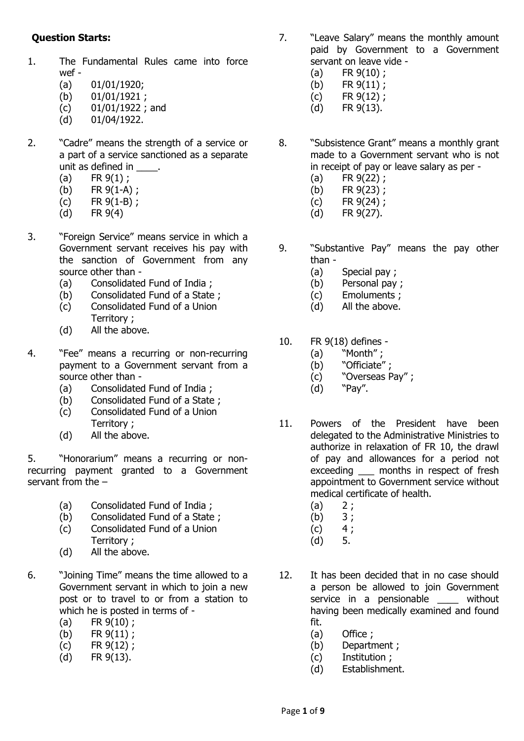**Question Starts:**

1. The Fundamental Rules came into force wef -
   (a) 01/01/1920;
   (b) 01/01/1921 ;
   (c) 01/01/1922 ; and
   (d) 01/04/1922.

2. "Cadre" means the strength of a service or a part of a service sanctioned as a separate unit as defined in ____.
   (a) FR 9(1) ;
   (b) FR 9(1-A) ;
   (c) FR 9(1-B) ;
   (d) FR 9(4)

3. "Foreign Service" means service in which a Government servant receives his pay with the sanction of Government from any source other than -
   (a) Consolidated Fund of India ;
   (b) Consolidated Fund of a State ;
   (c) Consolidated Fund of a Union Territory ;
   (d) All the above.

4. "Fee" means a recurring or non-recurring payment to a Government servant from a source other than -
   (a) Consolidated Fund of India ;
   (b) Consolidated Fund of a State ;
   (c) Consolidated Fund of a Union Territory ;
   (d) All the above.

5. "Honorarium" means a recurring or non-recurring payment granted to a Government servant from the –
   (a) Consolidated Fund of India ;
   (b) Consolidated Fund of a State ;
   (c) Consolidated Fund of a Union Territory ;
   (d) All the above.

6. "Joining Time" means the time allowed to a Government servant in which to join a new post or to travel to or from a station to which he is posted in terms of -
   (a) FR 9(10) ;
   (b) FR 9(11) ;
   (c) FR 9(12) ;
   (d) FR 9(13).

7. "Leave Salary" means the monthly amount paid by Government to a Government servant on leave vide -
   (a) FR 9(10) ;
   (b) FR 9(11) ;
   (c) FR 9(12) ;
   (d) FR 9(13).

8. "Subsistence Grant" means a monthly grant made to a Government servant who is not in receipt of pay or leave salary as per -
   (a) FR 9(22) ;
   (b) FR 9(23) ;
   (c) FR 9(24) ;
   (d) FR 9(27).

9. "Substantive Pay" means the pay other than -
   (a) Special pay ;
   (b) Personal pay ;
   (c) Emoluments ;
   (d) All the above.

10. FR 9(18) defines -
    (a) "Month" ;
    (b) "Officiate" ;
    (c) "Overseas Pay" ;
    (d) "Pay".

11. Powers of the President have been delegated to the Administrative Ministries to authorize in relaxation of FR 10, the drawl of pay and allowances for a period not exceeding ___ months in respect of fresh appointment to Government service without medical certificate of health.
    (a) 2 ;
    (b) 3 ;
    (c) 4 ;
    (d) 5.

12. It has been decided that in no case should a person be allowed to join Government service in a pensionable ____ without having been medically examined and found fit.
    (a) Office ;
    (b) Department ;
    (c) Institution ;
    (d) Establishment.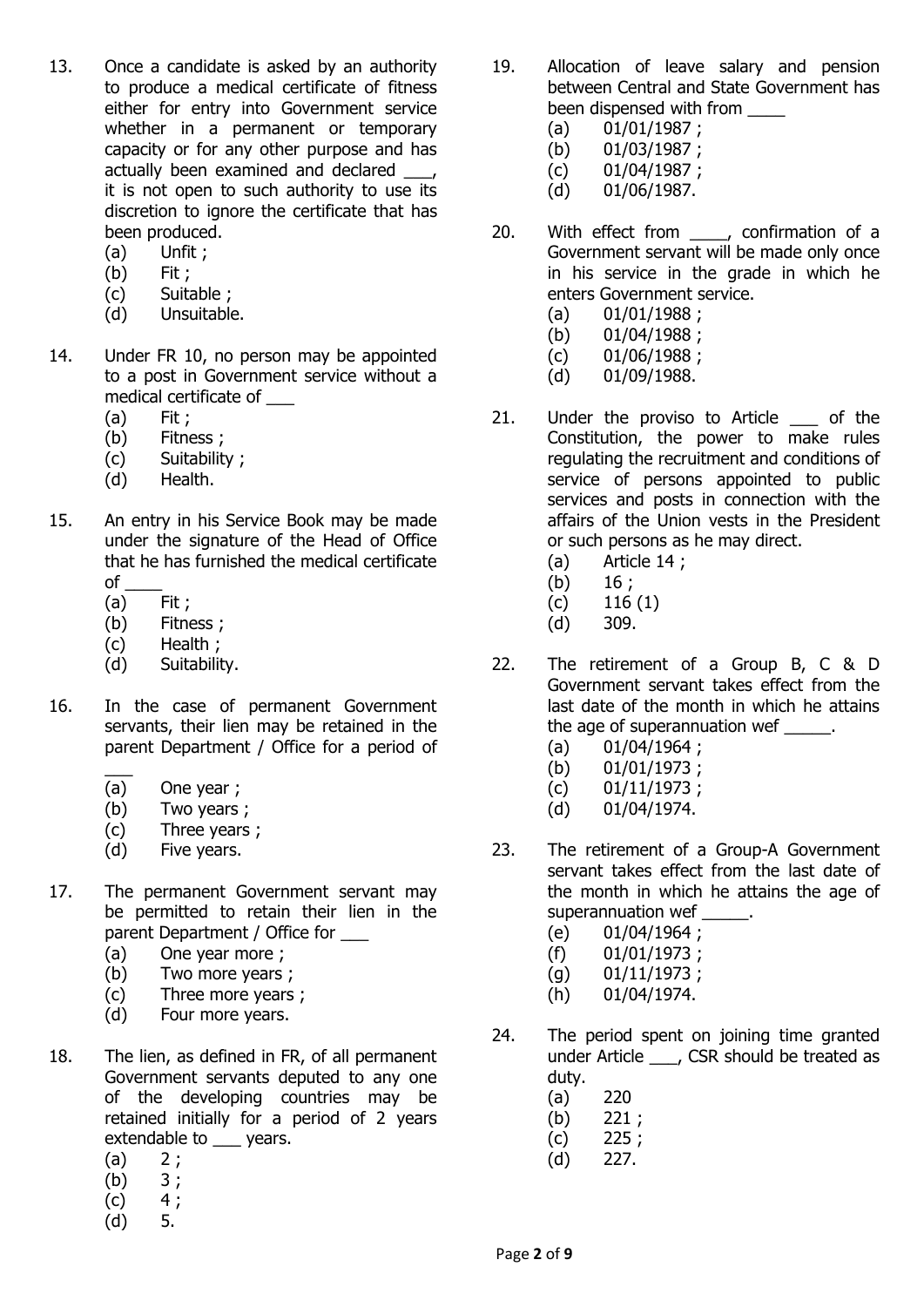13. Once a candidate is asked by an authority to produce a medical certificate of fitness either for entry into Government service whether in a permanent or temporary capacity or for any other purpose and has actually been examined and declared ___, it is not open to such authority to use its discretion to ignore the certificate that has been produced.
    - (a) Unfit ;
    - (b) Fit ;
    - (c) Suitable ;
    - (d) Unsuitable.

14. Under FR 10, no person may be appointed to a post in Government service without a medical certificate of ___
    - (a) Fit ;
    - (b) Fitness ;
    - (c) Suitability ;
    - (d) Health.

15. An entry in his Service Book may be made under the signature of the Head of Office that he has furnished the medical certificate of ____
    - (a) Fit ;
    - (b) Fitness ;
    - (c) Health ;
    - (d) Suitability.

16. In the case of permanent Government servants, their lien may be retained in the parent Department / Office for a period of ___
    - (a) One year ;
    - (b) Two years ;
    - (c) Three years ;
    - (d) Five years.

17. The permanent Government servant may be permitted to retain their lien in the parent Department / Office for ___
    - (a) One year more ;
    - (b) Two more years ;
    - (c) Three more years ;
    - (d) Four more years.

18. The lien, as defined in FR, of all permanent Government servants deputed to any one of the developing countries may be retained initially for a period of 2 years extendable to ___ years.
    - (a) 2 ;
    - (b) 3 ;
    - (c) 4 ;
    - (d) 5.

19. Allocation of leave salary and pension between Central and State Government has been dispensed with from ____
    - (a) 01/01/1987 ;
    - (b) 01/03/1987 ;
    - (c) 01/04/1987 ;
    - (d) 01/06/1987.

20. With effect from ____, confirmation of a Government servant will be made only once in his service in the grade in which he enters Government service.
    - (a) 01/01/1988 ;
    - (b) 01/04/1988 ;
    - (c) 01/06/1988 ;
    - (d) 01/09/1988.

21. Under the proviso to Article ___ of the Constitution, the power to make rules regulating the recruitment and conditions of service of persons appointed to public services and posts in connection with the affairs of the Union vests in the President or such persons as he may direct.
    - (a) Article 14 ;
    - (b) 16 ;
    - (c) 116 (1)
    - (d) 309.

22. The retirement of a Group B, C & D Government servant takes effect from the last date of the month in which he attains the age of superannuation wef _____.
    - (a) 01/04/1964 ;
    - (b) 01/01/1973 ;
    - (c) 01/11/1973 ;
    - (d) 01/04/1974.

23. The retirement of a Group-A Government servant takes effect from the last date of the month in which he attains the age of superannuation wef _____.
    - (e) 01/04/1964 ;
    - (f) 01/01/1973 ;
    - (g) 01/11/1973 ;
    - (h) 01/04/1974.

24. The period spent on joining time granted under Article ___, CSR should be treated as duty.
    - (a) 220
    - (b) 221 ;
    - (c) 225 ;
    - (d) 227.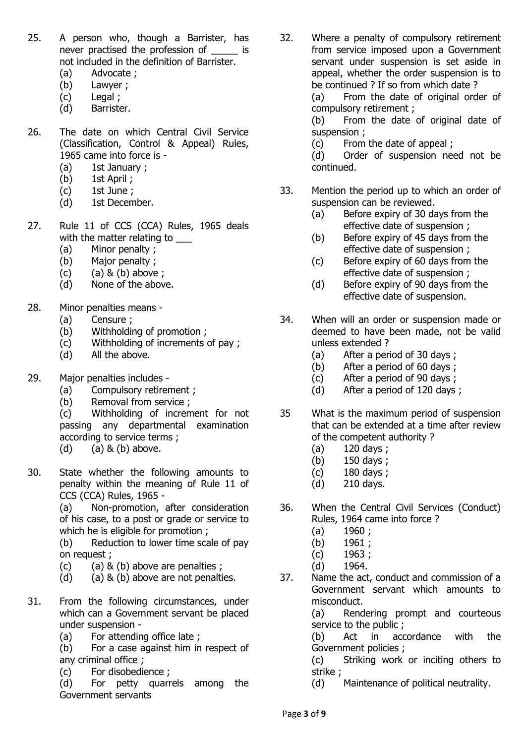25. A person who, though a Barrister, has never practised the profession of _____ is not included in the definition of Barrister.
    (a) Advocate ;
    (b) Lawyer ;
    (c) Legal ;
    (d) Barrister.

26. The date on which Central Civil Service (Classification, Control & Appeal) Rules, 1965 came into force is -
    (a) 1st January ;
    (b) 1st April ;
    (c) 1st June ;
    (d) 1st December.

27. Rule 11 of CCS (CCA) Rules, 1965 deals with the matter relating to ___
    (a) Minor penalty ;
    (b) Major penalty ;
    (c) (a) & (b) above ;
    (d) None of the above.

28. Minor penalties means -
    (a) Censure ;
    (b) Withholding of promotion ;
    (c) Withholding of increments of pay ;
    (d) All the above.

29. Major penalties includes -
    (a) Compulsory retirement ;
    (b) Removal from service ;
    (c) Withholding of increment for not passing any departmental examination according to service terms ;
    (d) (a) & (b) above.

30. State whether the following amounts to penalty within the meaning of Rule 11 of CCS (CCA) Rules, 1965 -
    (a) Non-promotion, after consideration of his case, to a post or grade or service to which he is eligible for promotion ;
    (b) Reduction to lower time scale of pay on request ;
    (c) (a) & (b) above are penalties ;
    (d) (a) & (b) above are not penalties.

31. From the following circumstances, under which can a Government servant be placed under suspension -
    (a) For attending office late ;
    (b) For a case against him in respect of any criminal office ;
    (c) For disobedience ;
    (d) For petty quarrels among the Government servants

32. Where a penalty of compulsory retirement from service imposed upon a Government servant under suspension is set aside in appeal, whether the order suspension is to be continued ? If so from which date ?
    (a) From the date of original order of compulsory retirement ;
    (b) From the date of original date of suspension ;
    (c) From the date of appeal ;
    (d) Order of suspension need not be continued.

33. Mention the period up to which an order of suspension can be reviewed.
    (a) Before expiry of 30 days from the effective date of suspension ;
    (b) Before expiry of 45 days from the effective date of suspension ;
    (c) Before expiry of 60 days from the effective date of suspension ;
    (d) Before expiry of 90 days from the effective date of suspension.

34. When will an order or suspension made or deemed to have been made, not be valid unless extended ?
    (a) After a period of 30 days ;
    (b) After a period of 60 days ;
    (c) After a period of 90 days ;
    (d) After a period of 120 days ;

35. What is the maximum period of suspension that can be extended at a time after review of the competent authority ?
    (a) 120 days ;
    (b) 150 days ;
    (c) 180 days ;
    (d) 210 days.

36. When the Central Civil Services (Conduct) Rules, 1964 came into force ?
    (a) 1960 ;
    (b) 1961 ;
    (c) 1963 ;
    (d) 1964.

37. Name the act, conduct and commission of a Government servant which amounts to misconduct.
    (a) Rendering prompt and courteous service to the public ;
    (b) Act in accordance with the Government policies ;
    (c) Striking work or inciting others to strike ;
    (d) Maintenance of political neutrality.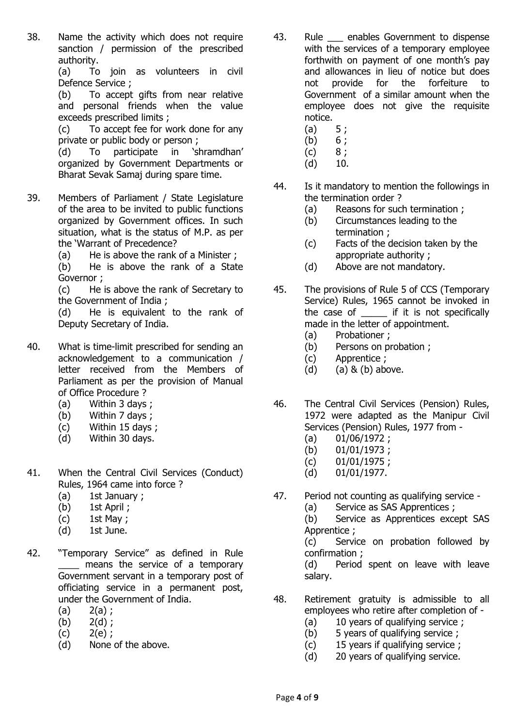38. Name the activity which does not require sanction / permission of the prescribed authority.

(a) To join as volunteers in civil Defence Service ;

(b) To accept gifts from near relative and personal friends when the value exceeds prescribed limits ;

(c) To accept fee for work done for any private or public body or person ;

(d) To participate in 'shramdhan' organized by Government Departments or Bharat Sevak Samaj during spare time.

39. Members of Parliament / State Legislature of the area to be invited to public functions organized by Government offices. In such situation, what is the status of M.P. as per the 'Warrant of Precedence?

(a) He is above the rank of a Minister ;

(b) He is above the rank of a State Governor ;

(c) He is above the rank of Secretary to the Government of India ;

(d) He is equivalent to the rank of Deputy Secretary of India.

40. What is time-limit prescribed for sending an acknowledgement to a communication / letter received from the Members of Parliament as per the provision of Manual of Office Procedure ?

(a) Within 3 days ;

(b) Within 7 days ;

(c) Within 15 days ;

(d) Within 30 days.

41. When the Central Civil Services (Conduct) Rules, 1964 came into force ?

(a) 1st January ;

(b) 1st April ;

(c) 1st May ;

(d) 1st June.

42. "Temporary Service" as defined in Rule ____ means the service of a temporary Government servant in a temporary post of officiating service in a permanent post, under the Government of India.

(a) 2(a) ;

(b) 2(d) ;

(c) 2(e) ;

(d) None of the above.

43. Rule ___ enables Government to dispense with the services of a temporary employee forthwith on payment of one month's pay and allowances in lieu of notice but does not provide for the forfeiture to Government of a similar amount when the employee does not give the requisite notice.

(a) 5 ;

(b) 6 ;

(c) 8 ;

(d) 10.

44. Is it mandatory to mention the followings in the termination order ?

(a) Reasons for such termination ;

(b) Circumstances leading to the termination ;

(c) Facts of the decision taken by the appropriate authority ;

(d) Above are not mandatory.

45. The provisions of Rule 5 of CCS (Temporary Service) Rules, 1965 cannot be invoked in the case of _____ if it is not specifically made in the letter of appointment.

(a) Probationer ;

(b) Persons on probation ;

(c) Apprentice ;

(d) (a) & (b) above.

46. The Central Civil Services (Pension) Rules, 1972 were adapted as the Manipur Civil Services (Pension) Rules, 1977 from -

(a) 01/06/1972 ;

(b) 01/01/1973 ;

(c) 01/01/1975 ;

(d) 01/01/1977.

47. Period not counting as qualifying service -

(a) Service as SAS Apprentices ;

(b) Service as Apprentices except SAS Apprentice ;

(c) Service on probation followed by confirmation ;

(d) Period spent on leave with leave salary.

48. Retirement gratuity is admissible to all employees who retire after completion of -

(a) 10 years of qualifying service ;

(b) 5 years of qualifying service ;

(c) 15 years if qualifying service ;

(d) 20 years of qualifying service.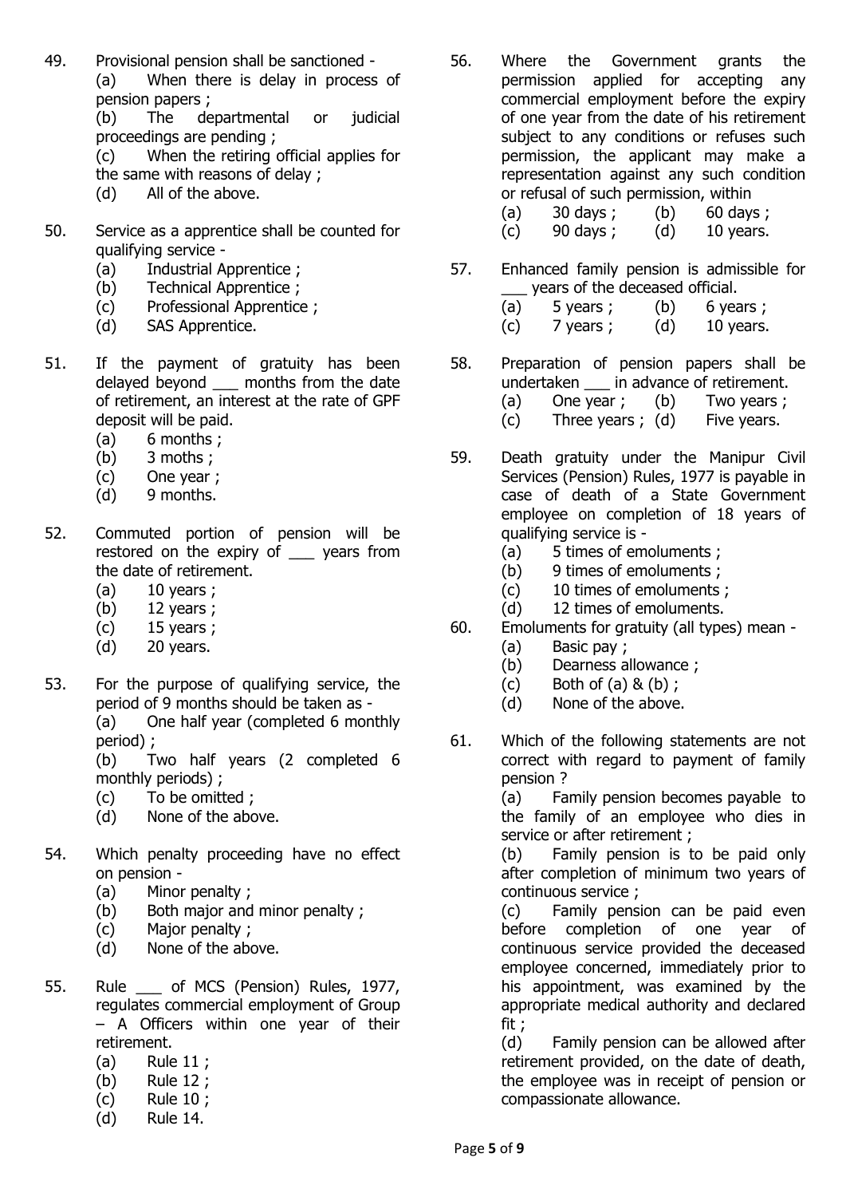49. Provisional pension shall be sanctioned -
    (a) When there is delay in process of pension papers ;
    (b) The departmental or judicial proceedings are pending ;
    (c) When the retiring official applies for the same with reasons of delay ;
    (d) All of the above.

50. Service as a apprentice shall be counted for qualifying service -
    (a) Industrial Apprentice ;
    (b) Technical Apprentice ;
    (c) Professional Apprentice ;
    (d) SAS Apprentice.

51. If the payment of gratuity has been delayed beyond ___ months from the date of retirement, an interest at the rate of GPF deposit will be paid.
    (a) 6 months ;
    (b) 3 moths ;
    (c) One year ;
    (d) 9 months.

52. Commuted portion of pension will be restored on the expiry of ___ years from the date of retirement.
    (a) 10 years ;
    (b) 12 years ;
    (c) 15 years ;
    (d) 20 years.

53. For the purpose of qualifying service, the period of 9 months should be taken as -
    (a) One half year (completed 6 monthly period) ;
    (b) Two half years (2 completed 6 monthly periods) ;
    (c) To be omitted ;
    (d) None of the above.

54. Which penalty proceeding have no effect on pension -
    (a) Minor penalty ;
    (b) Both major and minor penalty ;
    (c) Major penalty ;
    (d) None of the above.

55. Rule ___ of MCS (Pension) Rules, 1977, regulates commercial employment of Group – A Officers within one year of their retirement.
    (a) Rule 11 ;
    (b) Rule 12 ;
    (c) Rule 10 ;
    (d) Rule 14.

56. Where the Government grants the permission applied for accepting any commercial employment before the expiry of one year from the date of his retirement subject to any conditions or refuses such permission, the applicant may make a representation against any such condition or refusal of such permission, within
    (a) 30 days ; (b) 60 days ;
    (c) 90 days ; (d) 10 years.

57. Enhanced family pension is admissible for ___ years of the deceased official.
    (a) 5 years ; (b) 6 years ;
    (c) 7 years ; (d) 10 years.

58. Preparation of pension papers shall be undertaken ___ in advance of retirement.
    (a) One year ; (b) Two years ;
    (c) Three years ; (d) Five years.

59. Death gratuity under the Manipur Civil Services (Pension) Rules, 1977 is payable in case of death of a State Government employee on completion of 18 years of qualifying service is -
    (a) 5 times of emoluments ;
    (b) 9 times of emoluments ;
    (c) 10 times of emoluments ;
    (d) 12 times of emoluments.

60. Emoluments for gratuity (all types) mean -
    (a) Basic pay ;
    (b) Dearness allowance ;
    (c) Both of (a) & (b) ;
    (d) None of the above.

61. Which of the following statements are not correct with regard to payment of family pension ?
    (a) Family pension becomes payable to the family of an employee who dies in service or after retirement ;
    (b) Family pension is to be paid only after completion of minimum two years of continuous service ;
    (c) Family pension can be paid even before completion of one year of continuous service provided the deceased employee concerned, immediately prior to his appointment, was examined by the appropriate medical authority and declared fit ;
    (d) Family pension can be allowed after retirement provided, on the date of death, the employee was in receipt of pension or compassionate allowance.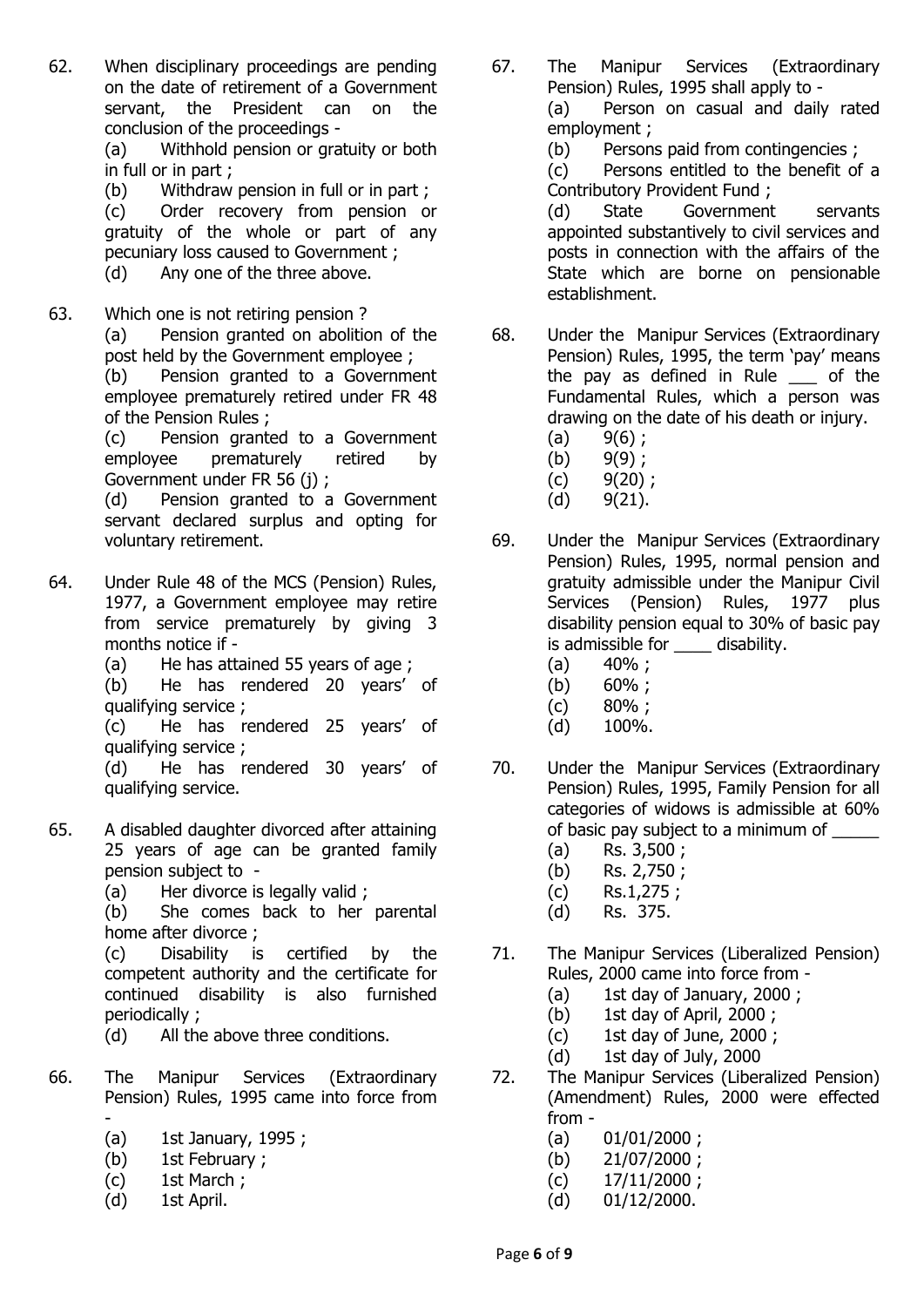62. When disciplinary proceedings are pending on the date of retirement of a Government servant, the President can on the conclusion of the proceedings -
    (a) Withhold pension or gratuity or both in full or in part ;
    (b) Withdraw pension in full or in part ;
    (c) Order recovery from pension or gratuity of the whole or part of any pecuniary loss caused to Government ;
    (d) Any one of the three above.

63. Which one is not retiring pension ?
    (a) Pension granted on abolition of the post held by the Government employee ;
    (b) Pension granted to a Government employee prematurely retired under FR 48 of the Pension Rules ;
    (c) Pension granted to a Government employee prematurely retired by Government under FR 56 (j) ;
    (d) Pension granted to a Government servant declared surplus and opting for voluntary retirement.

64. Under Rule 48 of the MCS (Pension) Rules, 1977, a Government employee may retire from service prematurely by giving 3 months notice if -
    (a) He has attained 55 years of age ;
    (b) He has rendered 20 years' of qualifying service ;
    (c) He has rendered 25 years' of qualifying service ;
    (d) He has rendered 30 years' of qualifying service.

65. A disabled daughter divorced after attaining 25 years of age can be granted family pension subject to -
    (a) Her divorce is legally valid ;
    (b) She comes back to her parental home after divorce ;
    (c) Disability is certified by the competent authority and the certificate for continued disability is also furnished periodically ;
    (d) All the above three conditions.

66. The Manipur Services (Extraordinary Pension) Rules, 1995 came into force from -
    (a) 1st January, 1995 ;
    (b) 1st February ;
    (c) 1st March ;
    (d) 1st April.

67. The Manipur Services (Extraordinary Pension) Rules, 1995 shall apply to -
    (a) Person on casual and daily rated employment ;
    (b) Persons paid from contingencies ;
    (c) Persons entitled to the benefit of a Contributory Provident Fund ;
    (d) State Government servants appointed substantively to civil services and posts in connection with the affairs of the State which are borne on pensionable establishment.

68. Under the Manipur Services (Extraordinary Pension) Rules, 1995, the term 'pay' means the pay as defined in Rule ___ of the Fundamental Rules, which a person was drawing on the date of his death or injury.
    (a) 9(6) ;
    (b) 9(9) ;
    (c) 9(20) ;
    (d) 9(21).

69. Under the Manipur Services (Extraordinary Pension) Rules, 1995, normal pension and gratuity admissible under the Manipur Civil Services (Pension) Rules, 1977 plus disability pension equal to 30% of basic pay is admissible for ____ disability.
    (a) 40% ;
    (b) 60% ;
    (c) 80% ;
    (d) 100%.

70. Under the Manipur Services (Extraordinary Pension) Rules, 1995, Family Pension for all categories of widows is admissible at 60% of basic pay subject to a minimum of _____
    (a) Rs. 3,500 ;
    (b) Rs. 2,750 ;
    (c) Rs.1,275 ;
    (d) Rs. 375.

71. The Manipur Services (Liberalized Pension) Rules, 2000 came into force from -
    (a) 1st day of January, 2000 ;
    (b) 1st day of April, 2000 ;
    (c) 1st day of June, 2000 ;
    (d) 1st day of July, 2000

72. The Manipur Services (Liberalized Pension) (Amendment) Rules, 2000 were effected from -
    (a) 01/01/2000 ;
    (b) 21/07/2000 ;
    (c) 17/11/2000 ;
    (d) 01/12/2000.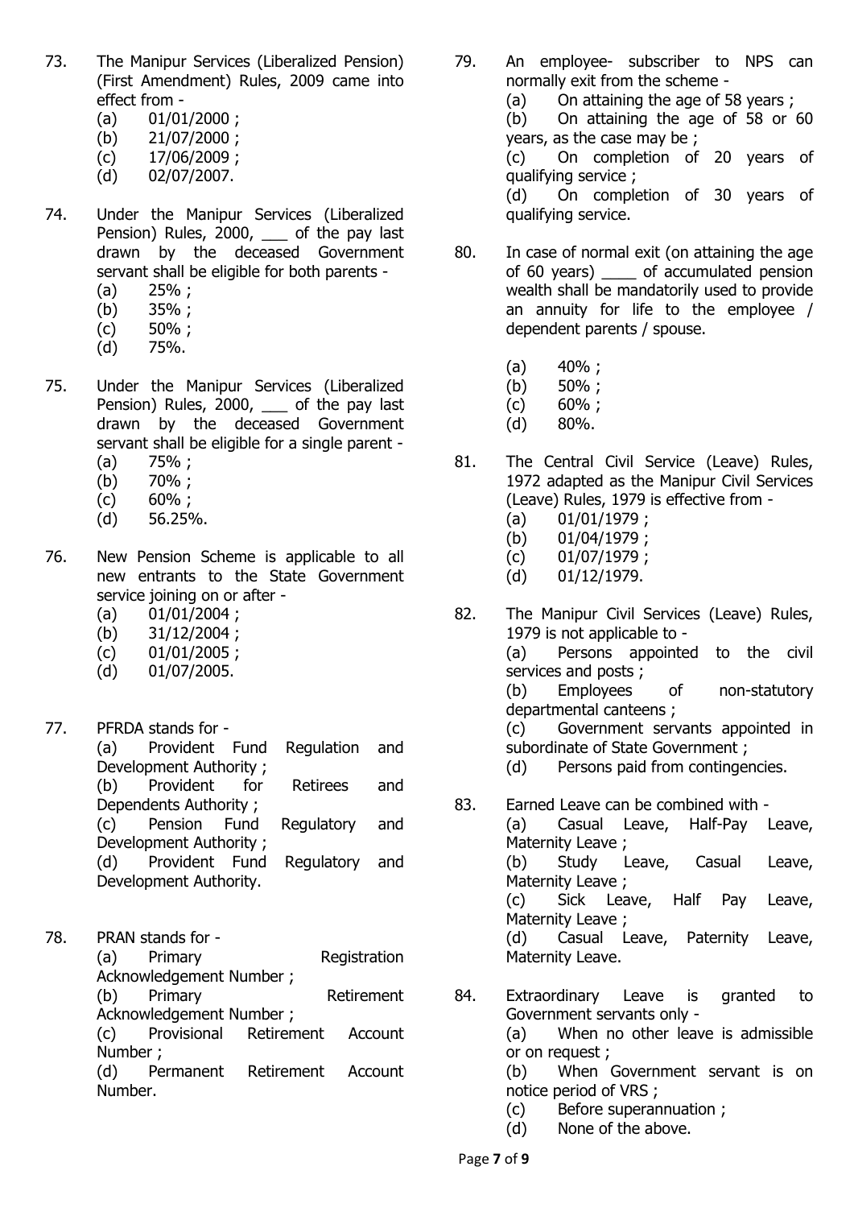73. The Manipur Services (Liberalized Pension) (First Amendment) Rules, 2009 came into effect from -
    (a) 01/01/2000 ;
    (b) 21/07/2000 ;
    (c) 17/06/2009 ;
    (d) 02/07/2007.

74. Under the Manipur Services (Liberalized Pension) Rules, 2000, ___ of the pay last drawn by the deceased Government servant shall be eligible for both parents -
    (a) 25% ;
    (b) 35% ;
    (c) 50% ;
    (d) 75%.

75. Under the Manipur Services (Liberalized Pension) Rules, 2000, ___ of the pay last drawn by the deceased Government servant shall be eligible for a single parent -
    (a) 75% ;
    (b) 70% ;
    (c) 60% ;
    (d) 56.25%.

76. New Pension Scheme is applicable to all new entrants to the State Government service joining on or after -
    (a) 01/01/2004 ;
    (b) 31/12/2004 ;
    (c) 01/01/2005 ;
    (d) 01/07/2005.

77. PFRDA stands for -
    (a) Provident Fund Regulation and Development Authority ;
    (b) Provident for Retirees and Dependents Authority ;
    (c) Pension Fund Regulatory and Development Authority ;
    (d) Provident Fund Regulatory and Development Authority.

78. PRAN stands for -
    (a) Primary Registration Acknowledgement Number ;
    (b) Primary Retirement Acknowledgement Number ;
    (c) Provisional Retirement Account Number ;
    (d) Permanent Retirement Account Number.

79. An employee- subscriber to NPS can normally exit from the scheme -
    (a) On attaining the age of 58 years ;
    (b) On attaining the age of 58 or 60 years, as the case may be ;
    (c) On completion of 20 years of qualifying service ;
    (d) On completion of 30 years of qualifying service.

80. In case of normal exit (on attaining the age of 60 years) ____ of accumulated pension wealth shall be mandatorily used to provide an annuity for life to the employee / dependent parents / spouse.
    (a) 40% ;
    (b) 50% ;
    (c) 60% ;
    (d) 80%.

81. The Central Civil Service (Leave) Rules, 1972 adapted as the Manipur Civil Services (Leave) Rules, 1979 is effective from -
    (a) 01/01/1979 ;
    (b) 01/04/1979 ;
    (c) 01/07/1979 ;
    (d) 01/12/1979.

82. The Manipur Civil Services (Leave) Rules, 1979 is not applicable to -
    (a) Persons appointed to the civil services and posts ;
    (b) Employees of non-statutory departmental canteens ;
    (c) Government servants appointed in subordinate of State Government ;
    (d) Persons paid from contingencies.

83. Earned Leave can be combined with -
    (a) Casual Leave, Half-Pay Leave, Maternity Leave ;
    (b) Study Leave, Casual Leave, Maternity Leave ;
    (c) Sick Leave, Half Pay Leave, Maternity Leave ;
    (d) Casual Leave, Paternity Leave, Maternity Leave.

84. Extraordinary Leave is granted to Government servants only -
    (a) When no other leave is admissible or on request ;
    (b) When Government servant is on notice period of VRS ;
    (c) Before superannuation ;
    (d) None of the above.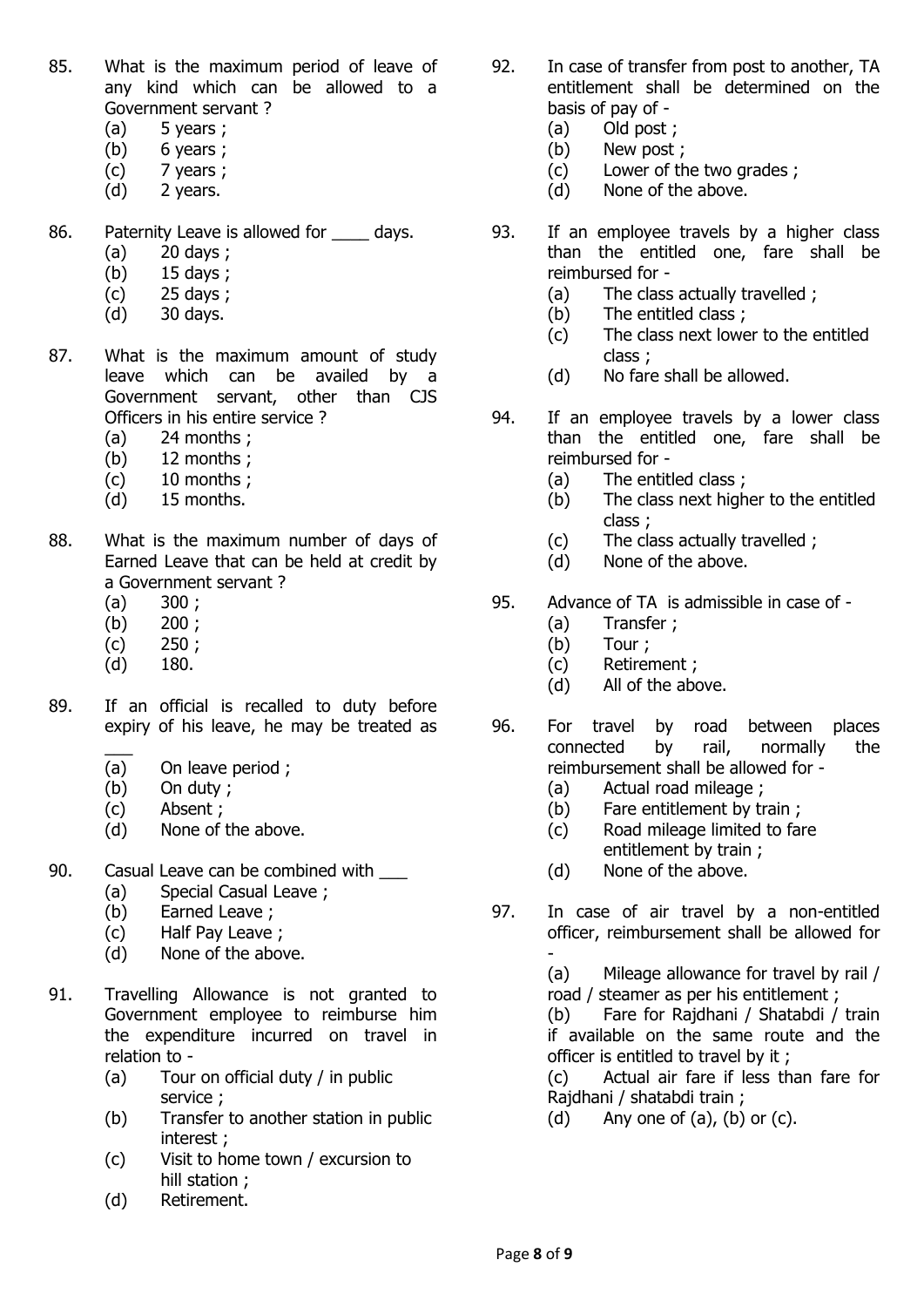85. What is the maximum period of leave of any kind which can be allowed to a Government servant ?
   (a) 5 years ;
   (b) 6 years ;
   (c) 7 years ;
   (d) 2 years.

86. Paternity Leave is allowed for ____ days.
   (a) 20 days ;
   (b) 15 days ;
   (c) 25 days ;
   (d) 30 days.

87. What is the maximum amount of study leave which can be availed by a Government servant, other than CJS Officers in his entire service ?
   (a) 24 months ;
   (b) 12 months ;
   (c) 10 months ;
   (d) 15 months.

88. What is the maximum number of days of Earned Leave that can be held at credit by a Government servant ?
   (a) 300 ;
   (b) 200 ;
   (c) 250 ;
   (d) 180.

89. If an official is recalled to duty before expiry of his leave, he may be treated as ___
   (a) On leave period ;
   (b) On duty ;
   (c) Absent ;
   (d) None of the above.

90. Casual Leave can be combined with ___
   (a) Special Casual Leave ;
   (b) Earned Leave ;
   (c) Half Pay Leave ;
   (d) None of the above.

91. Travelling Allowance is not granted to Government employee to reimburse him the expenditure incurred on travel in relation to -
   (a) Tour on official duty / in public service ;
   (b) Transfer to another station in public interest ;
   (c) Visit to home town / excursion to hill station ;
   (d) Retirement.

92. In case of transfer from post to another, TA entitlement shall be determined on the basis of pay of -
   (a) Old post ;
   (b) New post ;
   (c) Lower of the two grades ;
   (d) None of the above.

93. If an employee travels by a higher class than the entitled one, fare shall be reimbursed for -
   (a) The class actually travelled ;
   (b) The entitled class ;
   (c) The class next lower to the entitled class ;
   (d) No fare shall be allowed.

94. If an employee travels by a lower class than the entitled one, fare shall be reimbursed for -
   (a) The entitled class ;
   (b) The class next higher to the entitled class ;
   (c) The class actually travelled ;
   (d) None of the above.

95. Advance of TA is admissible in case of -
   (a) Transfer ;
   (b) Tour ;
   (c) Retirement ;
   (d) All of the above.

96. For travel by road between places connected by rail, normally the reimbursement shall be allowed for -
   (a) Actual road mileage ;
   (b) Fare entitlement by train ;
   (c) Road mileage limited to fare entitlement by train ;
   (d) None of the above.

97. In case of air travel by a non-entitled officer, reimbursement shall be allowed for -
   (a) Mileage allowance for travel by rail / road / steamer as per his entitlement ;
   (b) Fare for Rajdhani / Shatabdi / train if available on the same route and the officer is entitled to travel by it ;
   (c) Actual air fare if less than fare for Rajdhani / shatabdi train ;
   (d) Any one of (a), (b) or (c).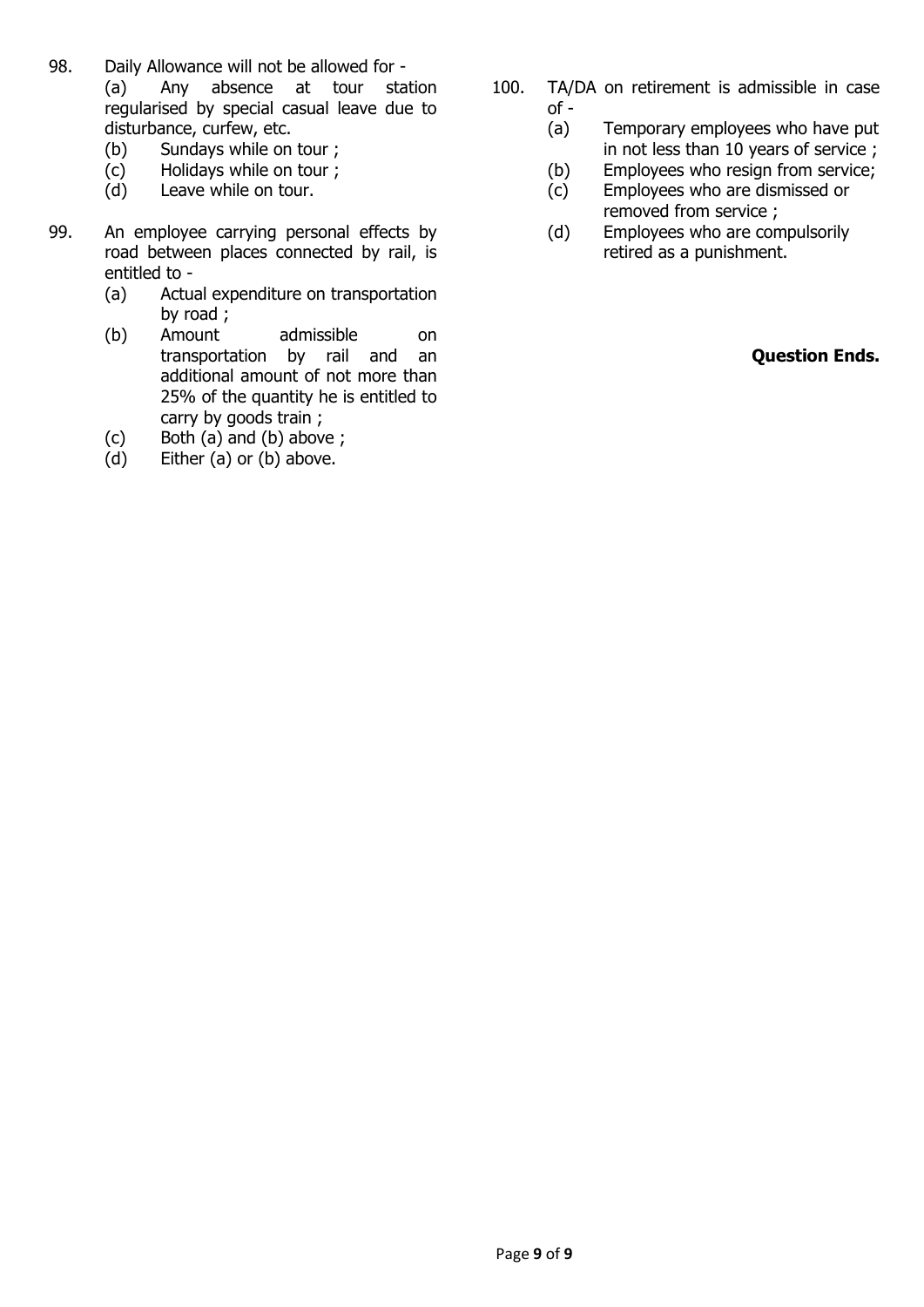98. Daily Allowance will not be allowed for -

   (a) Any absence at tour station regularised by special casual leave due to disturbance, curfew, etc.
   (b) Sundays while on tour ;
   (c) Holidays while on tour ;
   (d) Leave while on tour.

99. An employee carrying personal effects by road between places connected by rail, is entitled to -

   (a) Actual expenditure on transportation by road ;
   (b) Amount admissible on transportation by rail and an additional amount of not more than 25% of the quantity he is entitled to carry by goods train ;
   (c) Both (a) and (b) above ;
   (d) Either (a) or (b) above.

100. TA/DA on retirement is admissible in case of -

   (a) Temporary employees who have put in not less than 10 years of service ;
   (b) Employees who resign from service;
   (c) Employees who are dismissed or removed from service ;
   (d) Employees who are compulsorily retired as a punishment.

**Question Ends.**